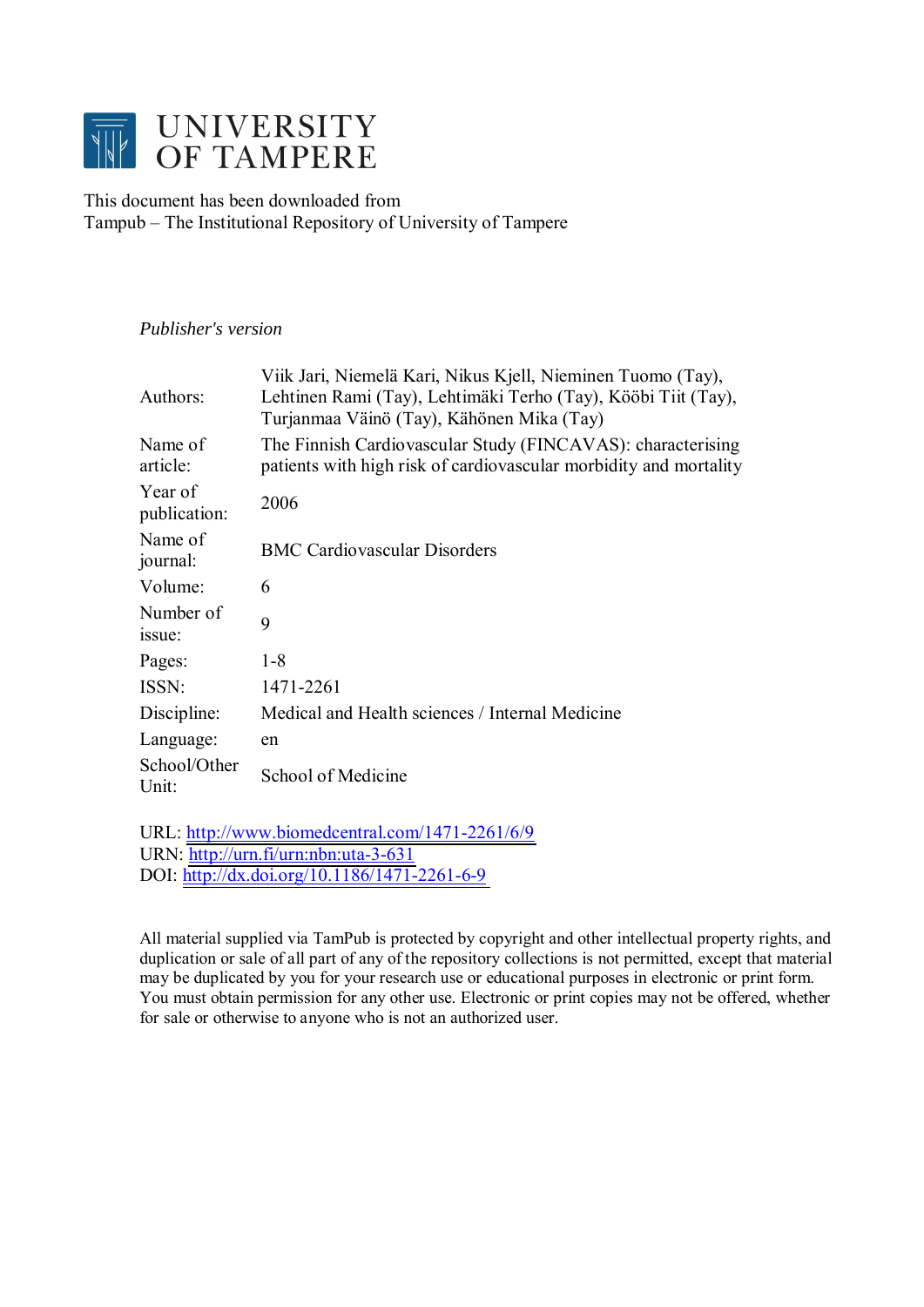# UNIVERSITY OF TAMPERE

This document has been downloaded from
Tampub – The Institutional Repository of University of Tampere

*Publisher's version*

| | |
|---|---|
| Authors: | Viik Jari, Niemelä Kari, Nikus Kjell, Nieminen Tuomo (Tay), Lehtinen Rami (Tay), Lehtimäki Terho (Tay), Kööbi Tiit (Tay), Turjanmaa Väinö (Tay), Kähönen Mika (Tay) |
| Name of article: | The Finnish Cardiovascular Study (FINCAVAS): characterising patients with high risk of cardiovascular morbidity and mortality |
| Year of publication: | 2006 |
| Name of journal: | BMC Cardiovascular Disorders |
| Volume: | 6 |
| Number of issue: | 9 |
| Pages: | 1-8 |
| ISSN: | 1471-2261 |
| Discipline: | Medical and Health sciences / Internal Medicine |
| Language: | en |
| School/Other Unit: | School of Medicine |

URL: http://www.biomedcentral.com/1471-2261/6/9
URN: http://urn.fi/urn:nbn:uta-3-631
DOI: http://dx.doi.org/10.1186/1471-2261-6-9

All material supplied via TamPub is protected by copyright and other intellectual property rights, and duplication or sale of all part of any of the repository collections is not permitted, except that material may be duplicated by you for your research use or educational purposes in electronic or print form. You must obtain permission for any other use. Electronic or print copies may not be offered, whether for sale or otherwise to anyone who is not an authorized user.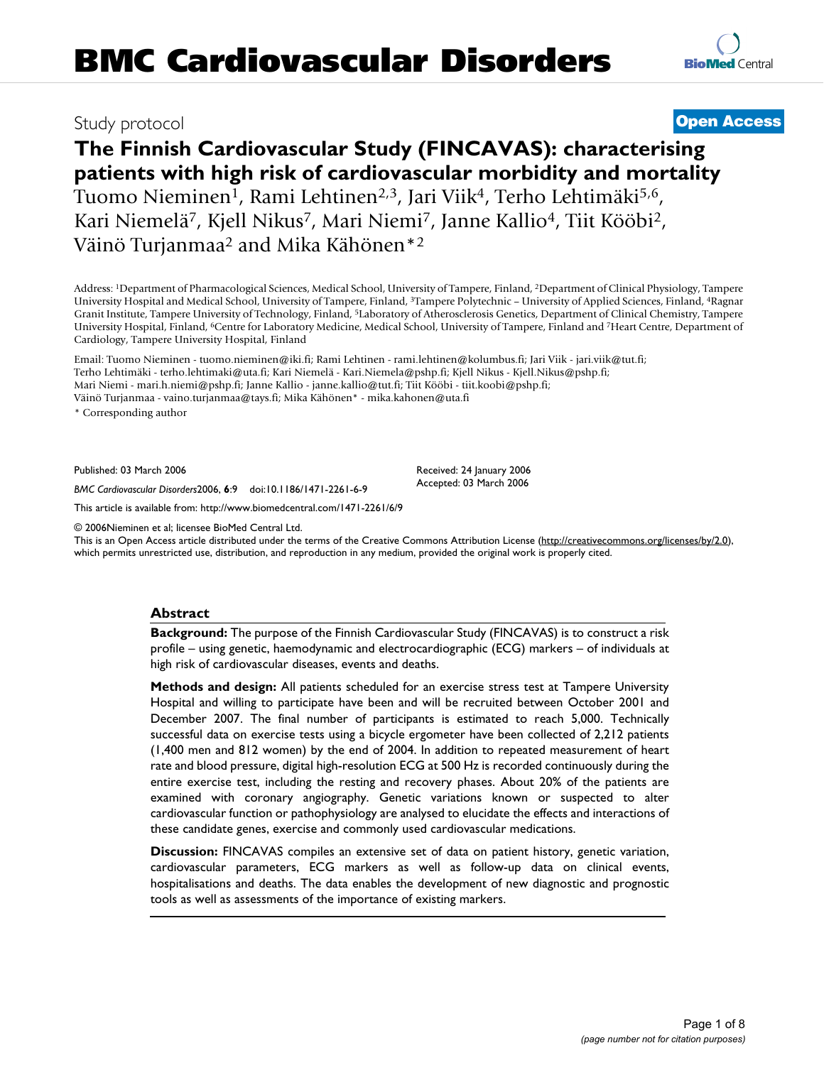Study protocol

**Open Access**

# The Finnish Cardiovascular Study (FINCAVAS): characterising patients with high risk of cardiovascular morbidity and mortality

Tuomo Nieminen[1], Rami Lehtinen[2,3], Jari Viik[4], Terho Lehtimäki[5,6], Kari Niemelä[7], Kjell Nikus[7], Mari Niemi[7], Janne Kallio[4], Tiit Kööbi[2], Väinö Turjanmaa[2] and Mika Kähönen*[2]

Address: [1]Department of Pharmacological Sciences, Medical School, University of Tampere, Finland, [2]Department of Clinical Physiology, Tampere University Hospital and Medical School, University of Tampere, Finland, [3]Tampere Polytechnic – University of Applied Sciences, Finland, [4]Ragnar Granit Institute, Tampere University of Technology, Finland, [5]Laboratory of Atherosclerosis Genetics, Department of Clinical Chemistry, Tampere University Hospital, Finland, [6]Centre for Laboratory Medicine, Medical School, University of Tampere, Finland and [7]Heart Centre, Department of Cardiology, Tampere University Hospital, Finland

Email: Tuomo Nieminen - tuomo.nieminen@iki.fi; Rami Lehtinen - rami.lehtinen@kolumbus.fi; Jari Viik - jari.viik@tut.fi; Terho Lehtimäki - terho.lehtimaki@uta.fi; Kari Niemelä - Kari.Niemela@pshp.fi; Kjell Nikus - Kjell.Nikus@pshp.fi; Mari Niemi - mari.h.niemi@pshp.fi; Janne Kallio - janne.kallio@tut.fi; Tiit Kööbi - tiit.koobi@pshp.fi; Väinö Turjanmaa - vaino.turjanmaa@tays.fi; Mika Kähönen* - mika.kahonen@uta.fi

\* Corresponding author

Published: 03 March 2006

*BMC Cardiovascular Disorders* 2006, **6**:9 doi:10.1186/1471-2261-6-9

Received: 24 January 2006
Accepted: 03 March 2006

This article is available from: http://www.biomedcentral.com/1471-2261/6/9

© 2006 Nieminen et al; licensee BioMed Central Ltd.
This is an Open Access article distributed under the terms of the Creative Commons Attribution License (http://creativecommons.org/licenses/by/2.0), which permits unrestricted use, distribution, and reproduction in any medium, provided the original work is properly cited.

## Abstract

**Background:** The purpose of the Finnish Cardiovascular Study (FINCAVAS) is to construct a risk profile – using genetic, haemodynamic and electrocardiographic (ECG) markers – of individuals at high risk of cardiovascular diseases, events and deaths.

**Methods and design:** All patients scheduled for an exercise stress test at Tampere University Hospital and willing to participate have been and will be recruited between October 2001 and December 2007. The final number of participants is estimated to reach 5,000. Technically successful data on exercise tests using a bicycle ergometer have been collected of 2,212 patients (1,400 men and 812 women) by the end of 2004. In addition to repeated measurement of heart rate and blood pressure, digital high-resolution ECG at 500 Hz is recorded continuously during the entire exercise test, including the resting and recovery phases. About 20% of the patients are examined with coronary angiography. Genetic variations known or suspected to alter cardiovascular function or pathophysiology are analysed to elucidate the effects and interactions of these candidate genes, exercise and commonly used cardiovascular medications.

**Discussion:** FINCAVAS compiles an extensive set of data on patient history, genetic variation, cardiovascular parameters, ECG markers as well as follow-up data on clinical events, hospitalisations and deaths. The data enables the development of new diagnostic and prognostic tools as well as assessments of the importance of existing markers.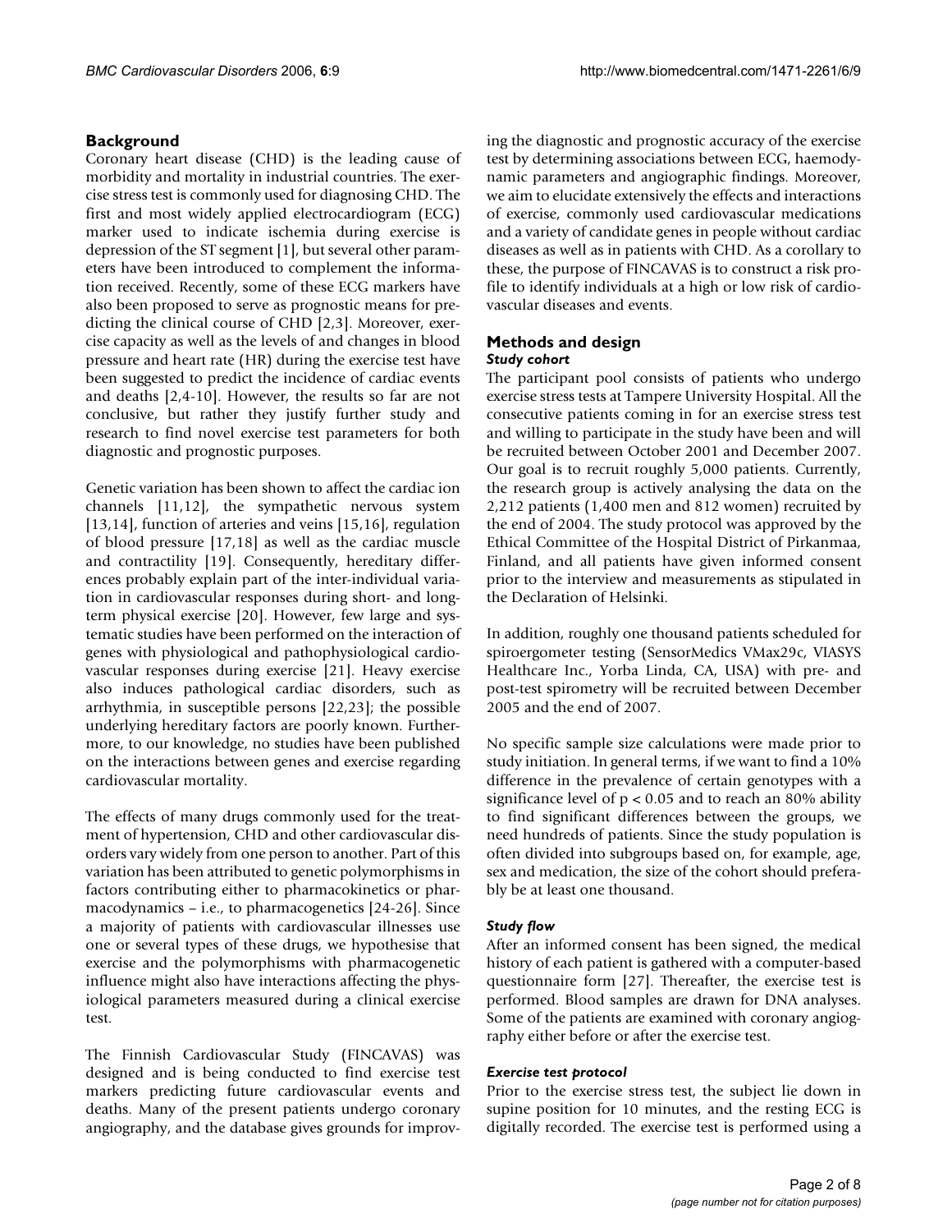## Background

Coronary heart disease (CHD) is the leading cause of morbidity and mortality in industrial countries. The exercise stress test is commonly used for diagnosing CHD. The first and most widely applied electrocardiogram (ECG) marker used to indicate ischemia during exercise is depression of the ST segment [1], but several other parameters have been introduced to complement the information received. Recently, some of these ECG markers have also been proposed to serve as prognostic means for predicting the clinical course of CHD [2,3]. Moreover, exercise capacity as well as the levels of and changes in blood pressure and heart rate (HR) during the exercise test have been suggested to predict the incidence of cardiac events and deaths [2,4-10]. However, the results so far are not conclusive, but rather they justify further study and research to find novel exercise test parameters for both diagnostic and prognostic purposes.

Genetic variation has been shown to affect the cardiac ion channels [11,12], the sympathetic nervous system [13,14], function of arteries and veins [15,16], regulation of blood pressure [17,18] as well as the cardiac muscle and contractility [19]. Consequently, hereditary differences probably explain part of the inter-individual variation in cardiovascular responses during short- and long-term physical exercise [20]. However, few large and systematic studies have been performed on the interaction of genes with physiological and pathophysiological cardiovascular responses during exercise [21]. Heavy exercise also induces pathological cardiac disorders, such as arrhythmia, in susceptible persons [22,23]; the possible underlying hereditary factors are poorly known. Furthermore, to our knowledge, no studies have been published on the interactions between genes and exercise regarding cardiovascular mortality.

The effects of many drugs commonly used for the treatment of hypertension, CHD and other cardiovascular disorders vary widely from one person to another. Part of this variation has been attributed to genetic polymorphisms in factors contributing either to pharmacokinetics or pharmacodynamics – i.e., to pharmacogenetics [24-26]. Since a majority of patients with cardiovascular illnesses use one or several types of these drugs, we hypothesise that exercise and the polymorphisms with pharmacogenetic influence might also have interactions affecting the physiological parameters measured during a clinical exercise test.

The Finnish Cardiovascular Study (FINCAVAS) was designed and is being conducted to find exercise test markers predicting future cardiovascular events and deaths. Many of the present patients undergo coronary angiography, and the database gives grounds for improving the diagnostic and prognostic accuracy of the exercise test by determining associations between ECG, haemodynamic parameters and angiographic findings. Moreover, we aim to elucidate extensively the effects and interactions of exercise, commonly used cardiovascular medications and a variety of candidate genes in people without cardiac diseases as well as in patients with CHD. As a corollary to these, the purpose of FINCAVAS is to construct a risk profile to identify individuals at a high or low risk of cardiovascular diseases and events.

## Methods and design

### *Study cohort*

The participant pool consists of patients who undergo exercise stress tests at Tampere University Hospital. All the consecutive patients coming in for an exercise stress test and willing to participate in the study have been and will be recruited between October 2001 and December 2007. Our goal is to recruit roughly 5,000 patients. Currently, the research group is actively analysing the data on the 2,212 patients (1,400 men and 812 women) recruited by the end of 2004. The study protocol was approved by the Ethical Committee of the Hospital District of Pirkanmaa, Finland, and all patients have given informed consent prior to the interview and measurements as stipulated in the Declaration of Helsinki.

In addition, roughly one thousand patients scheduled for spiroergometer testing (SensorMedics VMax29c, VIASYS Healthcare Inc., Yorba Linda, CA, USA) with pre- and post-test spirometry will be recruited between December 2005 and the end of 2007.

No specific sample size calculations were made prior to study initiation. In general terms, if we want to find a 10% difference in the prevalence of certain genotypes with a significance level of $p < 0.05$ and to reach an 80% ability to find significant differences between the groups, we need hundreds of patients. Since the study population is often divided into subgroups based on, for example, age, sex and medication, the size of the cohort should preferably be at least one thousand.

### *Study flow*

After an informed consent has been signed, the medical history of each patient is gathered with a computer-based questionnaire form [27]. Thereafter, the exercise test is performed. Blood samples are drawn for DNA analyses. Some of the patients are examined with coronary angiography either before or after the exercise test.

### *Exercise test protocol*

Prior to the exercise stress test, the subject lie down in supine position for 10 minutes, and the resting ECG is digitally recorded. The exercise test is performed using a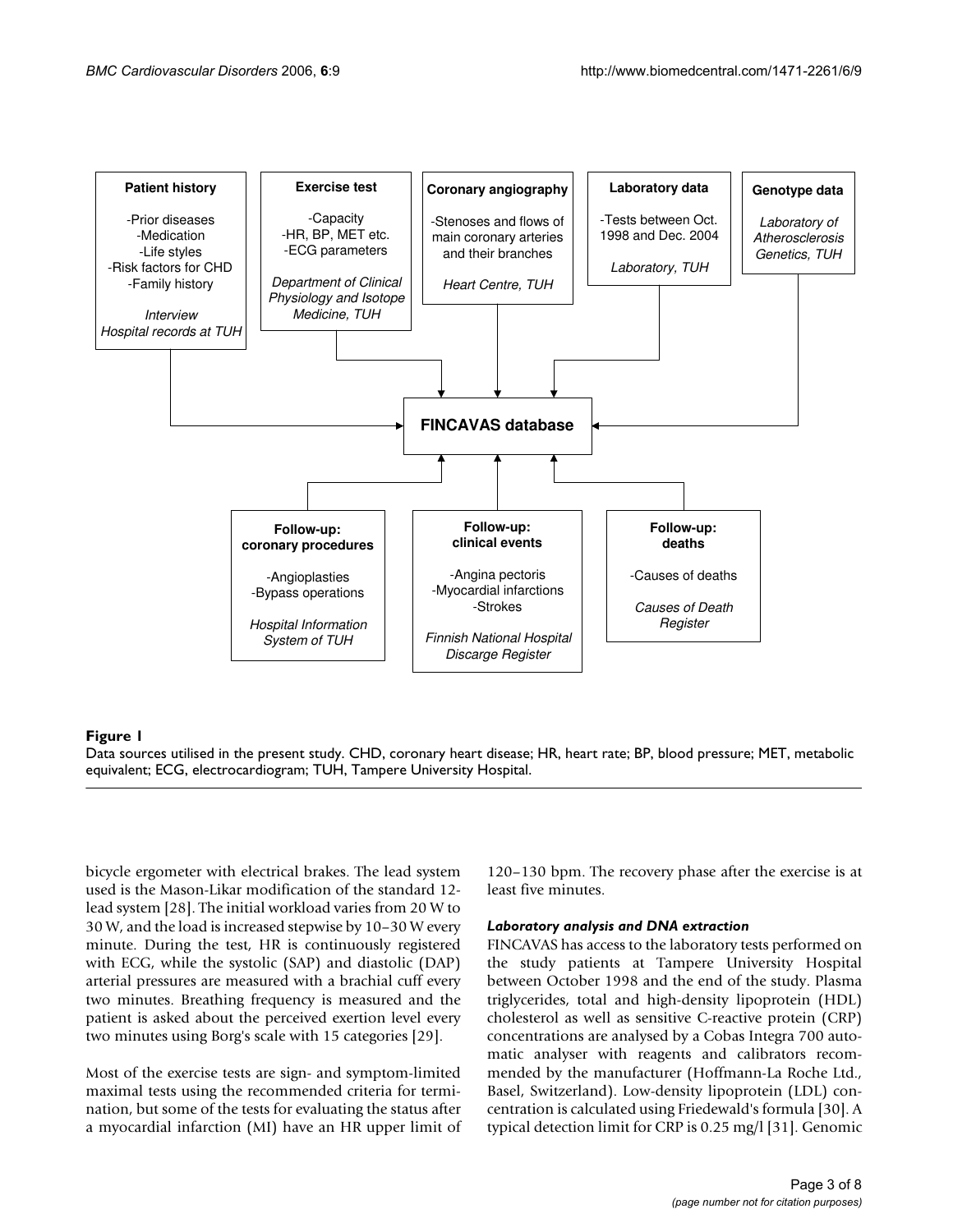**Figure 1**

Data sources utilised in the present study. CHD, coronary heart disease; HR, heart rate; BP, blood pressure; MET, metabolic equivalent; ECG, electrocardiogram; TUH, Tampere University Hospital.

bicycle ergometer with electrical brakes. The lead system used is the Mason-Likar modification of the standard 12-lead system [28]. The initial workload varies from 20 W to 30 W, and the load is increased stepwise by 10–30 W every minute. During the test, HR is continuously registered with ECG, while the systolic (SAP) and diastolic (DAP) arterial pressures are measured with a brachial cuff every two minutes. Breathing frequency is measured and the patient is asked about the perceived exertion level every two minutes using Borg's scale with 15 categories [29].

Most of the exercise tests are sign- and symptom-limited maximal tests using the recommended criteria for termination, but some of the tests for evaluating the status after a myocardial infarction (MI) have an HR upper limit of 120–130 bpm. The recovery phase after the exercise is at least five minutes.

### *Laboratory analysis and DNA extraction*

FINCAVAS has access to the laboratory tests performed on the study patients at Tampere University Hospital between October 1998 and the end of the study. Plasma triglycerides, total and high-density lipoprotein (HDL) cholesterol as well as sensitive C-reactive protein (CRP) concentrations are analysed by a Cobas Integra 700 automatic analyser with reagents and calibrators recommended by the manufacturer (Hoffmann-La Roche Ltd., Basel, Switzerland). Low-density lipoprotein (LDL) concentration is calculated using Friedewald's formula [30]. A typical detection limit for CRP is 0.25 mg/l [31]. Genomic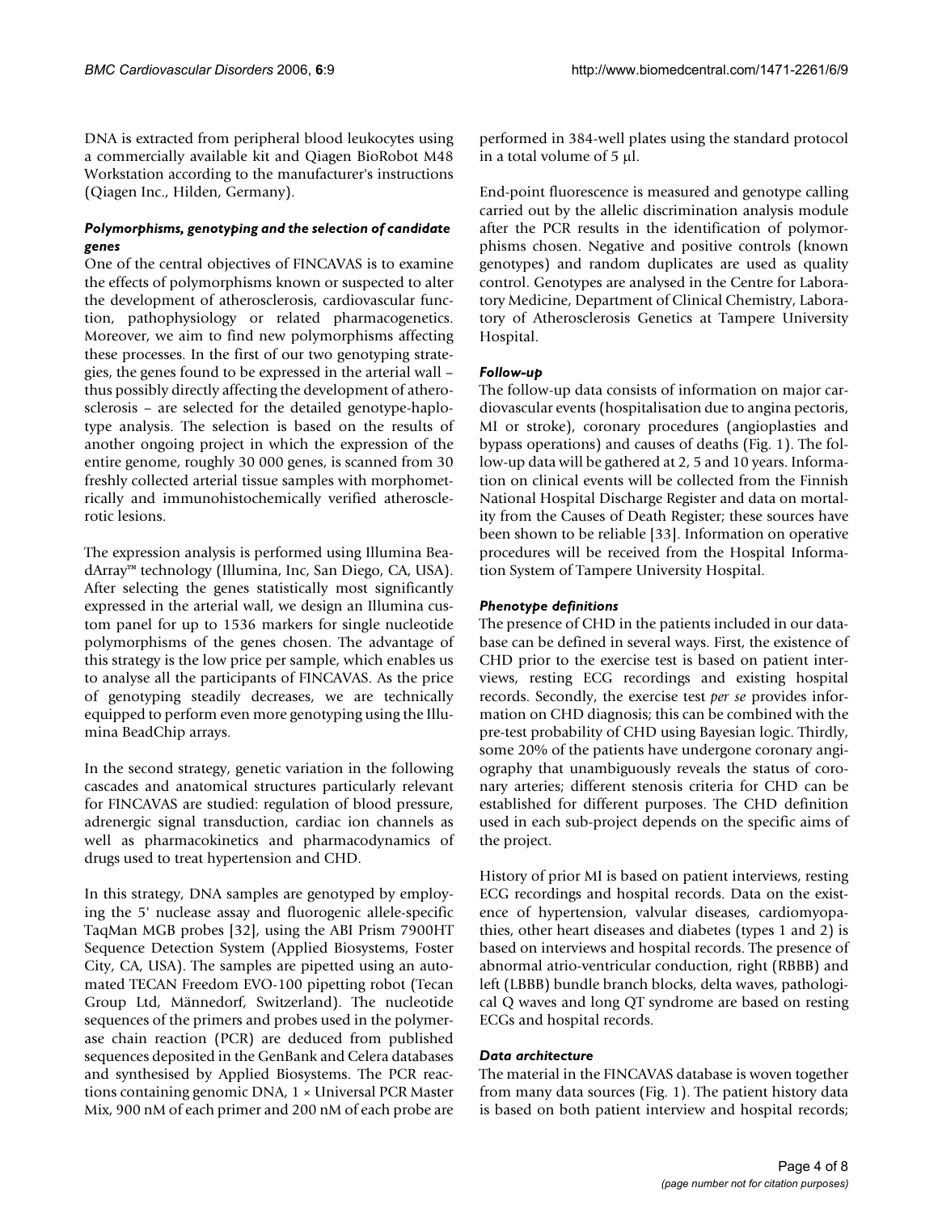DNA is extracted from peripheral blood leukocytes using a commercially available kit and Qiagen BioRobot M48 Workstation according to the manufacturer's instructions (Qiagen Inc., Hilden, Germany).

### *Polymorphisms, genotyping and the selection of candidate genes*

One of the central objectives of FINCAVAS is to examine the effects of polymorphisms known or suspected to alter the development of atherosclerosis, cardiovascular function, pathophysiology or related pharmacogenetics. Moreover, we aim to find new polymorphisms affecting these processes. In the first of our two genotyping strategies, the genes found to be expressed in the arterial wall – thus possibly directly affecting the development of atherosclerosis – are selected for the detailed genotype-haplotype analysis. The selection is based on the results of another ongoing project in which the expression of the entire genome, roughly 30 000 genes, is scanned from 30 freshly collected arterial tissue samples with morphometrically and immunohistochemically verified atherosclerotic lesions.

The expression analysis is performed using Illumina BeadArray™ technology (Illumina, Inc, San Diego, CA, USA). After selecting the genes statistically most significantly expressed in the arterial wall, we design an Illumina custom panel for up to 1536 markers for single nucleotide polymorphisms of the genes chosen. The advantage of this strategy is the low price per sample, which enables us to analyse all the participants of FINCAVAS. As the price of genotyping steadily decreases, we are technically equipped to perform even more genotyping using the Illumina BeadChip arrays.

In the second strategy, genetic variation in the following cascades and anatomical structures particularly relevant for FINCAVAS are studied: regulation of blood pressure, adrenergic signal transduction, cardiac ion channels as well as pharmacokinetics and pharmacodynamics of drugs used to treat hypertension and CHD.

In this strategy, DNA samples are genotyped by employing the 5' nuclease assay and fluorogenic allele-specific TaqMan MGB probes [32], using the ABI Prism 7900HT Sequence Detection System (Applied Biosystems, Foster City, CA, USA). The samples are pipetted using an automated TECAN Freedom EVO-100 pipetting robot (Tecan Group Ltd, Männedorf, Switzerland). The nucleotide sequences of the primers and probes used in the polymerase chain reaction (PCR) are deduced from published sequences deposited in the GenBank and Celera databases and synthesised by Applied Biosystems. The PCR reactions containing genomic DNA, 1 × Universal PCR Master Mix, 900 nM of each primer and 200 nM of each probe are performed in 384-well plates using the standard protocol in a total volume of 5 μl.

End-point fluorescence is measured and genotype calling carried out by the allelic discrimination analysis module after the PCR results in the identification of polymorphisms chosen. Negative and positive controls (known genotypes) and random duplicates are used as quality control. Genotypes are analysed in the Centre for Laboratory Medicine, Department of Clinical Chemistry, Laboratory of Atherosclerosis Genetics at Tampere University Hospital.

### *Follow-up*

The follow-up data consists of information on major cardiovascular events (hospitalisation due to angina pectoris, MI or stroke), coronary procedures (angioplasties and bypass operations) and causes of deaths (Fig. 1). The follow-up data will be gathered at 2, 5 and 10 years. Information on clinical events will be collected from the Finnish National Hospital Discharge Register and data on mortality from the Causes of Death Register; these sources have been shown to be reliable [33]. Information on operative procedures will be received from the Hospital Information System of Tampere University Hospital.

### *Phenotype definitions*

The presence of CHD in the patients included in our database can be defined in several ways. First, the existence of CHD prior to the exercise test is based on patient interviews, resting ECG recordings and existing hospital records. Secondly, the exercise test *per se* provides information on CHD diagnosis; this can be combined with the pre-test probability of CHD using Bayesian logic. Thirdly, some 20% of the patients have undergone coronary angiography that unambiguously reveals the status of coronary arteries; different stenosis criteria for CHD can be established for different purposes. The CHD definition used in each sub-project depends on the specific aims of the project.

History of prior MI is based on patient interviews, resting ECG recordings and hospital records. Data on the existence of hypertension, valvular diseases, cardiomyopathies, other heart diseases and diabetes (types 1 and 2) is based on interviews and hospital records. The presence of abnormal atrio-ventricular conduction, right (RBBB) and left (LBBB) bundle branch blocks, delta waves, pathological Q waves and long QT syndrome are based on resting ECGs and hospital records.

### *Data architecture*

The material in the FINCAVAS database is woven together from many data sources (Fig. 1). The patient history data is based on both patient interview and hospital records;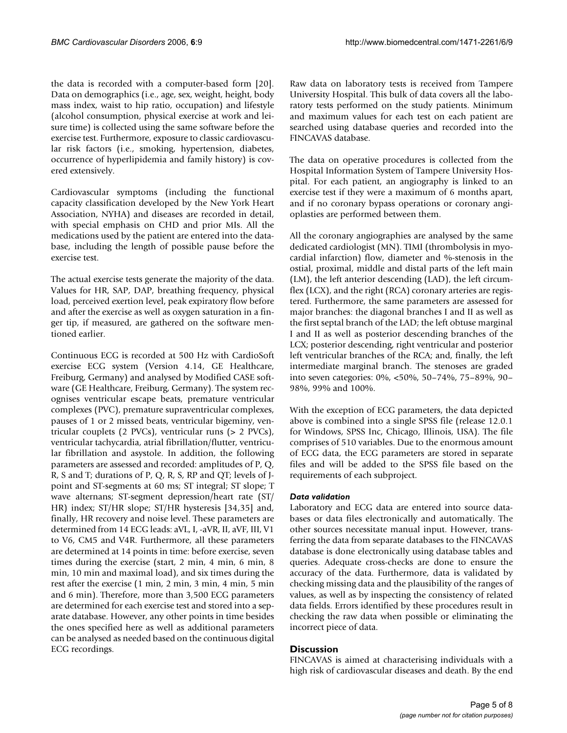the data is recorded with a computer-based form [20]. Data on demographics (i.e., age, sex, weight, height, body mass index, waist to hip ratio, occupation) and lifestyle (alcohol consumption, physical exercise at work and leisure time) is collected using the same software before the exercise test. Furthermore, exposure to classic cardiovascular risk factors (i.e., smoking, hypertension, diabetes, occurrence of hyperlipidemia and family history) is covered extensively.

Cardiovascular symptoms (including the functional capacity classification developed by the New York Heart Association, NYHA) and diseases are recorded in detail, with special emphasis on CHD and prior MIs. All the medications used by the patient are entered into the database, including the length of possible pause before the exercise test.

The actual exercise tests generate the majority of the data. Values for HR, SAP, DAP, breathing frequency, physical load, perceived exertion level, peak expiratory flow before and after the exercise as well as oxygen saturation in a finger tip, if measured, are gathered on the software mentioned earlier.

Continuous ECG is recorded at 500 Hz with CardioSoft exercise ECG system (Version 4.14, GE Healthcare, Freiburg, Germany) and analysed by Modified CASE software (GE Healthcare, Freiburg, Germany). The system recognises ventricular escape beats, premature ventricular complexes (PVC), premature supraventricular complexes, pauses of 1 or 2 missed beats, ventricular bigeminy, ventricular couplets (2 PVCs), ventricular runs (> 2 PVCs), ventricular tachycardia, atrial fibrillation/flutter, ventricular fibrillation and asystole. In addition, the following parameters are assessed and recorded: amplitudes of P, Q, R, S and T; durations of P, Q, R, S, RP and QT; levels of J-point and ST-segments at 60 ms; ST integral; ST slope; T wave alternans; ST-segment depression/heart rate (ST/HR) index; ST/HR slope; ST/HR hysteresis [34,35] and, finally, HR recovery and noise level. These parameters are determined from 14 ECG leads: aVL, I, -aVR, II, aVF, III, V1 to V6, CM5 and V4R. Furthermore, all these parameters are determined at 14 points in time: before exercise, seven times during the exercise (start, 2 min, 4 min, 6 min, 8 min, 10 min and maximal load), and six times during the rest after the exercise (1 min, 2 min, 3 min, 4 min, 5 min and 6 min). Therefore, more than 3,500 ECG parameters are determined for each exercise test and stored into a separate database. However, any other points in time besides the ones specified here as well as additional parameters can be analysed as needed based on the continuous digital ECG recordings.

Raw data on laboratory tests is received from Tampere University Hospital. This bulk of data covers all the laboratory tests performed on the study patients. Minimum and maximum values for each test on each patient are searched using database queries and recorded into the FINCAVAS database.

The data on operative procedures is collected from the Hospital Information System of Tampere University Hospital. For each patient, an angiography is linked to an exercise test if they were a maximum of 6 months apart, and if no coronary bypass operations or coronary angioplasties are performed between them.

All the coronary angiographies are analysed by the same dedicated cardiologist (MN). TIMI (thrombolysis in myocardial infarction) flow, diameter and %-stenosis in the ostial, proximal, middle and distal parts of the left main (LM), the left anterior descending (LAD), the left circumflex (LCX), and the right (RCA) coronary arteries are registered. Furthermore, the same parameters are assessed for major branches: the diagonal branches I and II as well as the first septal branch of the LAD; the left obtuse marginal I and II as well as posterior descending branches of the LCX; posterior descending, right ventricular and posterior left ventricular branches of the RCA; and, finally, the left intermediate marginal branch. The stenoses are graded into seven categories: 0%, <50%, 50–74%, 75–89%, 90–98%, 99% and 100%.

With the exception of ECG parameters, the data depicted above is combined into a single SPSS file (release 12.0.1 for Windows, SPSS Inc, Chicago, Illinois, USA). The file comprises of 510 variables. Due to the enormous amount of ECG data, the ECG parameters are stored in separate files and will be added to the SPSS file based on the requirements of each subproject.

### *Data validation*

Laboratory and ECG data are entered into source databases or data files electronically and automatically. The other sources necessitate manual input. However, transferring the data from separate databases to the FINCAVAS database is done electronically using database tables and queries. Adequate cross-checks are done to ensure the accuracy of the data. Furthermore, data is validated by checking missing data and the plausibility of the ranges of values, as well as by inspecting the consistency of related data fields. Errors identified by these procedures result in checking the raw data when possible or eliminating the incorrect piece of data.

## Discussion

FINCAVAS is aimed at characterising individuals with a high risk of cardiovascular diseases and death. By the end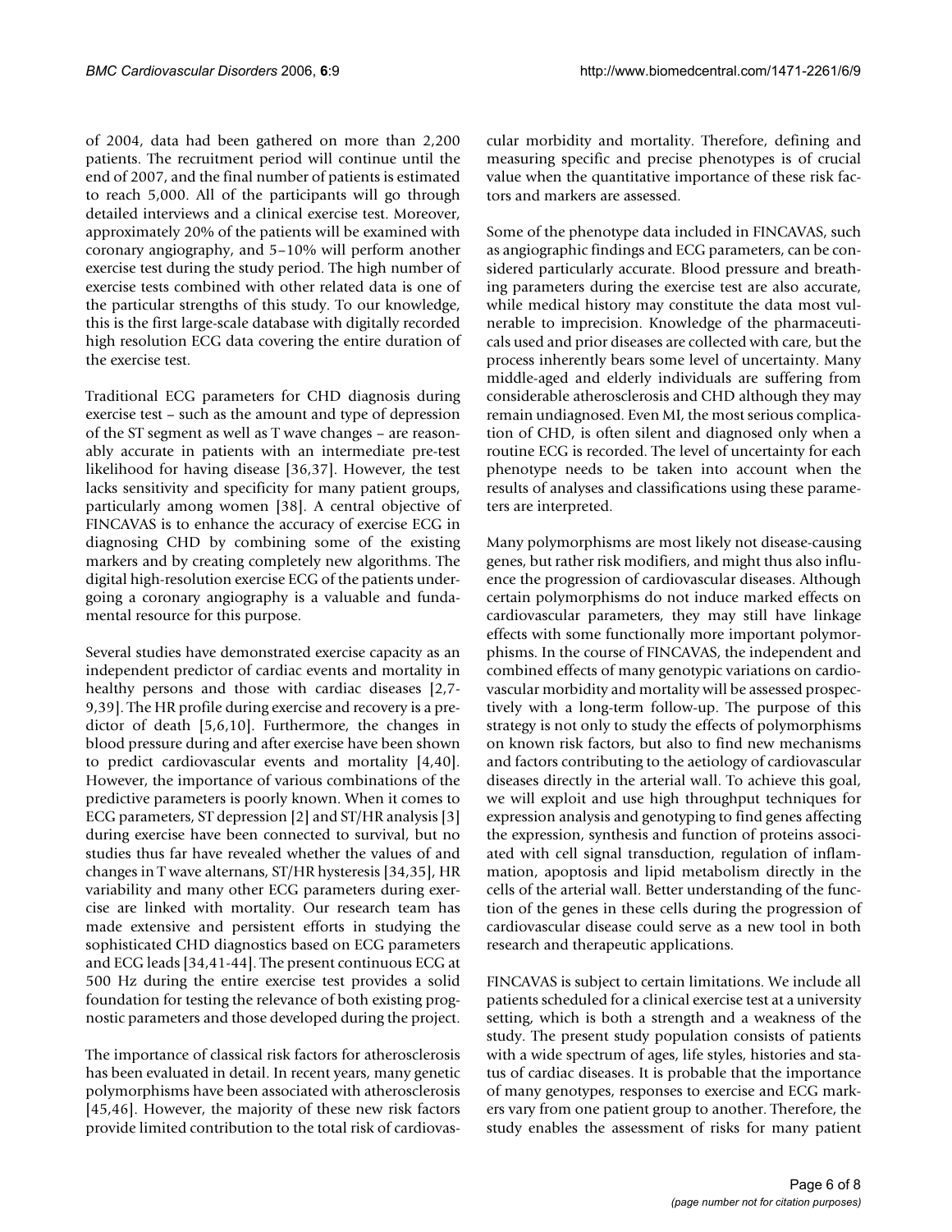of 2004, data had been gathered on more than 2,200 patients. The recruitment period will continue until the end of 2007, and the final number of patients is estimated to reach 5,000. All of the participants will go through detailed interviews and a clinical exercise test. Moreover, approximately 20% of the patients will be examined with coronary angiography, and 5–10% will perform another exercise test during the study period. The high number of exercise tests combined with other related data is one of the particular strengths of this study. To our knowledge, this is the first large-scale database with digitally recorded high resolution ECG data covering the entire duration of the exercise test.

Traditional ECG parameters for CHD diagnosis during exercise test – such as the amount and type of depression of the ST segment as well as T wave changes – are reasonably accurate in patients with an intermediate pre-test likelihood for having disease [36,37]. However, the test lacks sensitivity and specificity for many patient groups, particularly among women [38]. A central objective of FINCAVAS is to enhance the accuracy of exercise ECG in diagnosing CHD by combining some of the existing markers and by creating completely new algorithms. The digital high-resolution exercise ECG of the patients undergoing a coronary angiography is a valuable and fundamental resource for this purpose.

Several studies have demonstrated exercise capacity as an independent predictor of cardiac events and mortality in healthy persons and those with cardiac diseases [2,7-9,39]. The HR profile during exercise and recovery is a predictor of death [5,6,10]. Furthermore, the changes in blood pressure during and after exercise have been shown to predict cardiovascular events and mortality [4,40]. However, the importance of various combinations of the predictive parameters is poorly known. When it comes to ECG parameters, ST depression [2] and ST/HR analysis [3] during exercise have been connected to survival, but no studies thus far have revealed whether the values of and changes in T wave alternans, ST/HR hysteresis [34,35], HR variability and many other ECG parameters during exercise are linked with mortality. Our research team has made extensive and persistent efforts in studying the sophisticated CHD diagnostics based on ECG parameters and ECG leads [34,41-44]. The present continuous ECG at 500 Hz during the entire exercise test provides a solid foundation for testing the relevance of both existing prognostic parameters and those developed during the project.

The importance of classical risk factors for atherosclerosis has been evaluated in detail. In recent years, many genetic polymorphisms have been associated with atherosclerosis [45,46]. However, the majority of these new risk factors provide limited contribution to the total risk of cardiovascular morbidity and mortality. Therefore, defining and measuring specific and precise phenotypes is of crucial value when the quantitative importance of these risk factors and markers are assessed.

Some of the phenotype data included in FINCAVAS, such as angiographic findings and ECG parameters, can be considered particularly accurate. Blood pressure and breathing parameters during the exercise test are also accurate, while medical history may constitute the data most vulnerable to imprecision. Knowledge of the pharmaceuticals used and prior diseases are collected with care, but the process inherently bears some level of uncertainty. Many middle-aged and elderly individuals are suffering from considerable atherosclerosis and CHD although they may remain undiagnosed. Even MI, the most serious complication of CHD, is often silent and diagnosed only when a routine ECG is recorded. The level of uncertainty for each phenotype needs to be taken into account when the results of analyses and classifications using these parameters are interpreted.

Many polymorphisms are most likely not disease-causing genes, but rather risk modifiers, and might thus also influence the progression of cardiovascular diseases. Although certain polymorphisms do not induce marked effects on cardiovascular parameters, they may still have linkage effects with some functionally more important polymorphisms. In the course of FINCAVAS, the independent and combined effects of many genotypic variations on cardiovascular morbidity and mortality will be assessed prospectively with a long-term follow-up. The purpose of this strategy is not only to study the effects of polymorphisms on known risk factors, but also to find new mechanisms and factors contributing to the aetiology of cardiovascular diseases directly in the arterial wall. To achieve this goal, we will exploit and use high throughput techniques for expression analysis and genotyping to find genes affecting the expression, synthesis and function of proteins associated with cell signal transduction, regulation of inflammation, apoptosis and lipid metabolism directly in the cells of the arterial wall. Better understanding of the function of the genes in these cells during the progression of cardiovascular disease could serve as a new tool in both research and therapeutic applications.

FINCAVAS is subject to certain limitations. We include all patients scheduled for a clinical exercise test at a university setting, which is both a strength and a weakness of the study. The present study population consists of patients with a wide spectrum of ages, life styles, histories and status of cardiac diseases. It is probable that the importance of many genotypes, responses to exercise and ECG markers vary from one patient group to another. Therefore, the study enables the assessment of risks for many patient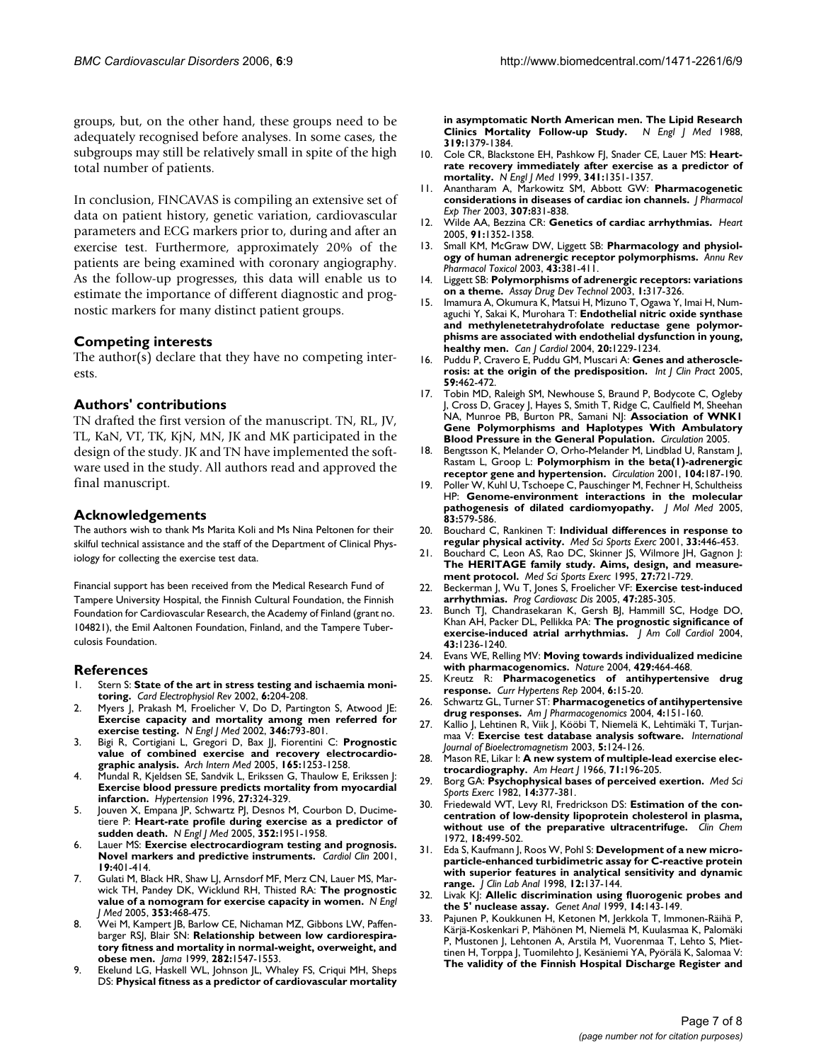groups, but, on the other hand, these groups need to be adequately recognised before analyses. In some cases, the subgroups may still be relatively small in spite of the high total number of patients.

In conclusion, FINCAVAS is compiling an extensive set of data on patient history, genetic variation, cardiovascular parameters and ECG markers prior to, during and after an exercise test. Furthermore, approximately 20% of the patients are being examined with coronary angiography. As the follow-up progresses, this data will enable us to estimate the importance of different diagnostic and prognostic markers for many distinct patient groups.

## Competing interests

The author(s) declare that they have no competing interests.

## Authors' contributions

TN drafted the first version of the manuscript. TN, RL, JV, TL, KaN, VT, TK, KjN, MN, JK and MK participated in the design of the study. JK and TN have implemented the software used in the study. All authors read and approved the final manuscript.

## Acknowledgements

The authors wish to thank Ms Marita Koli and Ms Nina Peltonen for their skilful technical assistance and the staff of the Department of Clinical Physiology for collecting the exercise test data.

Financial support has been received from the Medical Research Fund of Tampere University Hospital, the Finnish Cultural Foundation, the Finnish Foundation for Cardiovascular Research, the Academy of Finland (grant no. 104821), the Emil Aaltonen Foundation, Finland, and the Tampere Tuberculosis Foundation.

## References

1. Stern S: **State of the art in stress testing and ischaemia monitoring.** *Card Electrophysiol Rev* 2002, **6:**204-208.
2. Myers J, Prakash M, Froelicher V, Do D, Partington S, Atwood JE: **Exercise capacity and mortality among men referred for exercise testing.** *N Engl J Med* 2002, **346:**793-801.
3. Bigi R, Cortigiani L, Gregori D, Bax JJ, Fiorentini C: **Prognostic value of combined exercise and recovery electrocardiographic analysis.** *Arch Intern Med* 2005, **165:**1253-1258.
4. Mundal R, Kjeldsen SE, Sandvik L, Erikssen G, Thaulow E, Erikssen J: **Exercise blood pressure predicts mortality from myocardial infarction.** *Hypertension* 1996, **27:**324-329.
5. Jouven X, Empana JP, Schwartz PJ, Desnos M, Courbon D, Ducimetiere P: **Heart-rate profile during exercise as a predictor of sudden death.** *N Engl J Med* 2005, **352:**1951-1958.
6. Lauer MS: **Exercise electrocardiogram testing and prognosis. Novel markers and predictive instruments.** *Cardiol Clin* 2001, **19:**401-414.
7. Gulati M, Black HR, Shaw LJ, Arnsdorf MF, Merz CN, Lauer MS, Marwick TH, Pandey DK, Wicklund RH, Thisted RA: **The prognostic value of a nomogram for exercise capacity in women.** *N Engl J Med* 2005, **353:**468-475.
8. Wei M, Kampert JB, Barlow CE, Nichaman MZ, Gibbons LW, Paffenbarger RSJ, Blair SN: **Relationship between low cardiorespiratory fitness and mortality in normal-weight, overweight, and obese men.** *Jama* 1999, **282:**1547-1553.
9. Ekelund LG, Haskell WL, Johnson JL, Whaley FS, Criqui MH, Sheps DS: **Physical fitness as a predictor of cardiovascular mortality in asymptomatic North American men. The Lipid Research Clinics Mortality Follow-up Study.** *N Engl J Med* 1988, **319:**1379-1384.
10. Cole CR, Blackstone EH, Pashkow FJ, Snader CE, Lauer MS: **Heart-rate recovery immediately after exercise as a predictor of mortality.** *N Engl J Med* 1999, **341:**1351-1357.
11. Anantharam A, Markowitz SM, Abbott GW: **Pharmacogenetic considerations in diseases of cardiac ion channels.** *J Pharmacol Exp Ther* 2003, **307:**831-838.
12. Wilde AA, Bezzina CR: **Genetics of cardiac arrhythmias.** *Heart* 2005, **91:**1352-1358.
13. Small KM, McGraw DW, Liggett SB: **Pharmacology and physiology of human adrenergic receptor polymorphisms.** *Annu Rev Pharmacol Toxicol* 2003, **43:**381-411.
14. Liggett SB: **Polymorphisms of adrenergic receptors: variations on a theme.** *Assay Drug Dev Technol* 2003, **1:**317-326.
15. Imamura A, Okumura K, Matsui H, Mizuno T, Ogawa Y, Imai H, Numaguchi Y, Sakai K, Murohara T: **Endothelial nitric oxide synthase and methylenetetrahydrofolate reductase gene polymorphisms are associated with endothelial dysfunction in young, healthy men.** *Can J Cardiol* 2004, **20:**1229-1234.
16. Puddu P, Cravero E, Puddu GM, Muscari A: **Genes and atherosclerosis: at the origin of the predisposition.** *Int J Clin Pract* 2005, **59:**462-472.
17. Tobin MD, Raleigh SM, Newhouse S, Braund P, Bodycote C, Ogleby J, Cross D, Gracey J, Hayes S, Smith T, Ridge C, Caulfield M, Sheehan NA, Munroe PB, Burton PR, Samani NJ: **Association of WNK1 Gene Polymorphisms and Haplotypes With Ambulatory Blood Pressure in the General Population.** *Circulation* 2005.
18. Bengtsson K, Melander O, Orho-Melander M, Lindblad U, Ranstam J, Rastam L, Groop L: **Polymorphism in the beta(1)-adrenergic receptor gene and hypertension.** *Circulation* 2001, **104:**187-190.
19. Poller W, Kuhl U, Tschoepe C, Pauschinger M, Fechner H, Schultheiss HP: **Genome-environment interactions in the molecular pathogenesis of dilated cardiomyopathy.** *J Mol Med* 2005, **83:**579-586.
20. Bouchard C, Rankinen T: **Individual differences in response to regular physical activity.** *Med Sci Sports Exerc* 2001, **33:**446-453.
21. Bouchard C, Leon AS, Rao DC, Skinner JS, Wilmore JH, Gagnon J: **The HERITAGE family study. Aims, design, and measurement protocol.** *Med Sci Sports Exerc* 1995, **27:**721-729.
22. Beckerman J, Wu T, Jones S, Froelicher VF: **Exercise test-induced arrhythmias.** *Prog Cardiovasc Dis* 2005, **47:**285-305.
23. Bunch TJ, Chandrasekaran K, Gersh BJ, Hammill SC, Hodge DO, Khan AH, Packer DL, Pellikka PA: **The prognostic significance of exercise-induced atrial arrhythmias.** *J Am Coll Cardiol* 2004, **43:**1236-1240.
24. Evans WE, Relling MV: **Moving towards individualized medicine with pharmacogenomics.** *Nature* 2004, **429:**464-468.
25. Kreutz R: **Pharmacogenetics of antihypertensive drug response.** *Curr Hypertens Rep* 2004, **6:**15-20.
26. Schwartz GL, Turner ST: **Pharmacogenetics of antihypertensive drug responses.** *Am J Pharmacogenomics* 2004, **4:**151-160.
27. Kallio J, Lehtinen R, Viik J, Kööbi T, Niemelä K, Lehtimäki T, Turjanmaa V: **Exercise test database analysis software.** *International Journal of Bioelectromagnetism* 2003, **5:**124-126.
28. Mason RE, Likar I: **A new system of multiple-lead exercise electrocardiography.** *Am Heart J* 1966, **71:**196-205.
29. Borg GA: **Psychophysical bases of perceived exertion.** *Med Sci Sports Exerc* 1982, **14:**377-381.
30. Friedewald WT, Levy RI, Fredrickson DS: **Estimation of the concentration of low-density lipoprotein cholesterol in plasma, without use of the preparative ultracentrifuge.** *Clin Chem* 1972, **18:**499-502.
31. Eda S, Kaufmann J, Roos W, Pohl S: **Development of a new microparticle-enhanced turbidimetric assay for C-reactive protein with superior features in analytical sensitivity and dynamic range.** *J Clin Lab Anal* 1998, **12:**137-144.
32. Livak KJ: **Allelic discrimination using fluorogenic probes and the 5' nuclease assay.** *Genet Anal* 1999, **14:**143-149.
33. Pajunen P, Koukkunen H, Ketonen M, Jerkkola T, Immonen-Räihä P, Kärjä-Koskenkari P, Mähönen M, Niemelä M, Kuulasmaa K, Palomäki P, Mustonen J, Lehtonen A, Arstila M, Vuorenmaa T, Lehto S, Miettinen H, Torppa J, Tuomilehto J, Kesäniemi YA, Pyörälä K, Salomaa V: **The validity of the Finnish Hospital Discharge Register and**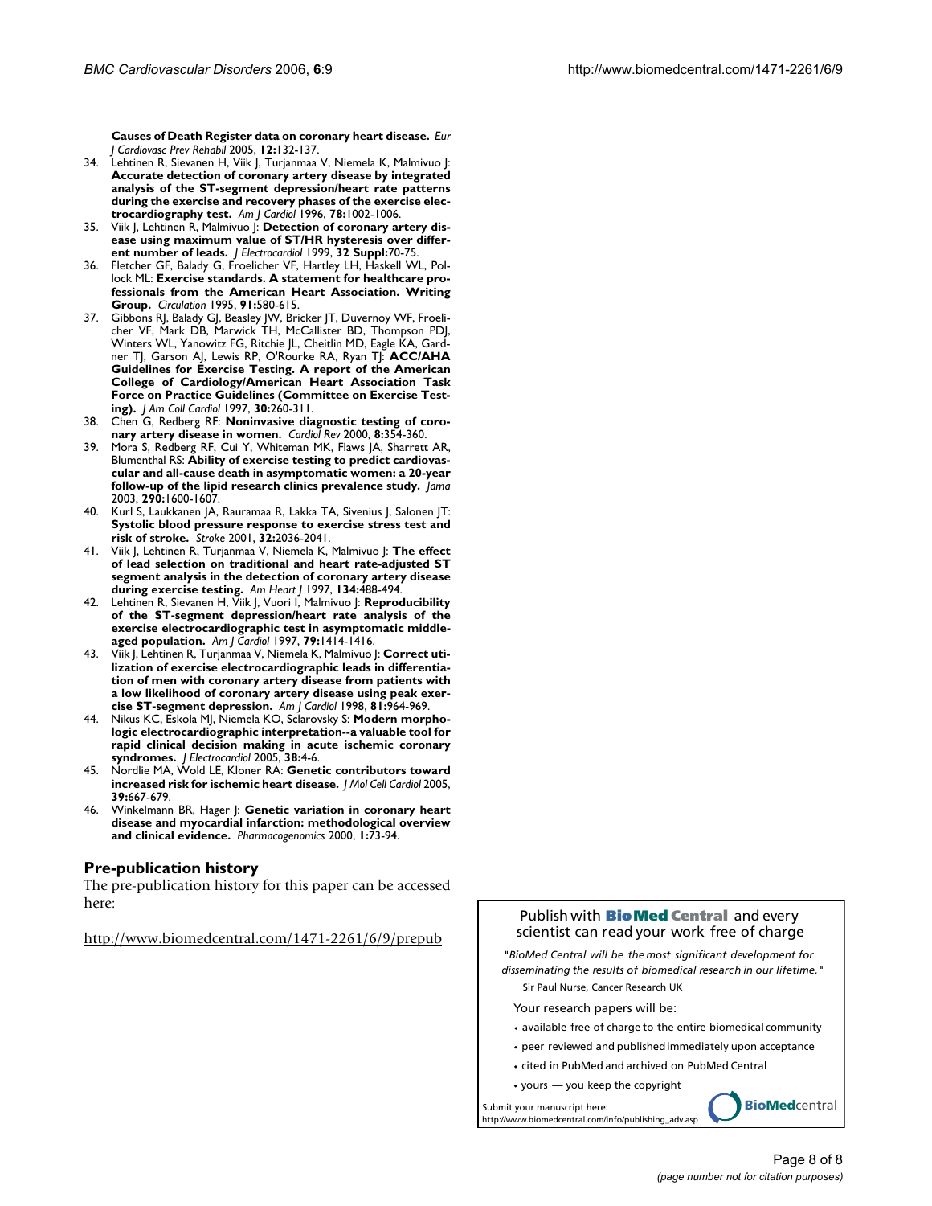**Causes of Death Register data on coronary heart disease.** *Eur J Cardiovasc Prev Rehabil* 2005, **12:**132-137.

34. Lehtinen R, Sievanen H, Viik J, Turjanmaa V, Niemela K, Malmivuo J: **Accurate detection of coronary artery disease by integrated analysis of the ST-segment depression/heart rate patterns during the exercise and recovery phases of the exercise electrocardiography test.** *Am J Cardiol* 1996, **78:**1002-1006.
35. Viik J, Lehtinen R, Malmivuo J: **Detection of coronary artery disease using maximum value of ST/HR hysteresis over different number of leads.** *J Electrocardiol* 1999, **32 Suppl:**70-75.
36. Fletcher GF, Balady G, Froelicher VF, Hartley LH, Haskell WL, Pollock ML: **Exercise standards. A statement for healthcare professionals from the American Heart Association. Writing Group.** *Circulation* 1995, **91:**580-615.
37. Gibbons RJ, Balady GJ, Beasley JW, Bricker JT, Duvernoy WF, Froelicher VF, Mark DB, Marwick TH, McCallister BD, Thompson PDJ, Winters WL, Yanowitz FG, Ritchie JL, Cheitlin MD, Eagle KA, Gardner TJ, Garson AJ, Lewis RP, O'Rourke RA, Ryan TJ: **ACC/AHA Guidelines for Exercise Testing. A report of the American College of Cardiology/American Heart Association Task Force on Practice Guidelines (Committee on Exercise Testing).** *J Am Coll Cardiol* 1997, **30:**260-311.
38. Chen G, Redberg RF: **Noninvasive diagnostic testing of coronary artery disease in women.** *Cardiol Rev* 2000, **8:**354-360.
39. Mora S, Redberg RF, Cui Y, Whiteman MK, Flaws JA, Sharrett AR, Blumenthal RS: **Ability of exercise testing to predict cardiovascular and all-cause death in asymptomatic women: a 20-year follow-up of the lipid research clinics prevalence study.** *Jama* 2003, **290:**1600-1607.
40. Kurl S, Laukkanen JA, Rauramaa R, Lakka TA, Sivenius J, Salonen JT: **Systolic blood pressure response to exercise stress test and risk of stroke.** *Stroke* 2001, **32:**2036-2041.
41. Viik J, Lehtinen R, Turjanmaa V, Niemela K, Malmivuo J: **The effect of lead selection on traditional and heart rate-adjusted ST segment analysis in the detection of coronary artery disease during exercise testing.** *Am Heart J* 1997, **134:**488-494.
42. Lehtinen R, Sievanen H, Viik J, Vuori I, Malmivuo J: **Reproducibility of the ST-segment depression/heart rate analysis of the exercise electrocardiographic test in asymptomatic middle-aged population.** *Am J Cardiol* 1997, **79:**1414-1416.
43. Viik J, Lehtinen R, Turjanmaa V, Niemela K, Malmivuo J: **Correct utilization of exercise electrocardiographic leads in differentiation of men with coronary artery disease from patients with a low likelihood of coronary artery disease using peak exercise ST-segment depression.** *Am J Cardiol* 1998, **81:**964-969.
44. Nikus KC, Eskola MJ, Niemela KO, Sclarovsky S: **Modern morphologic electrocardiographic interpretation--a valuable tool for rapid clinical decision making in acute ischemic coronary syndromes.** *J Electrocardiol* 2005, **38:**4-6.
45. Nordlie MA, Wold LE, Kloner RA: **Genetic contributors toward increased risk for ischemic heart disease.** *J Mol Cell Cardiol* 2005, **39:**667-679.
46. Winkelmann BR, Hager J: **Genetic variation in coronary heart disease and myocardial infarction: methodological overview and clinical evidence.** *Pharmacogenomics* 2000, **1:**73-94.

## Pre-publication history

The pre-publication history for this paper can be accessed here:

http://www.biomedcentral.com/1471-2261/6/9/prepub

Publish with **BioMed Central** and every scientist can read your work free of charge

*"BioMed Central will be the most significant development for disseminating the results of biomedical research in our lifetime."*
Sir Paul Nurse, Cancer Research UK

Your research papers will be:

- available free of charge to the entire biomedical community
- peer reviewed and published immediately upon acceptance
- cited in PubMed and archived on PubMed Central
- yours — you keep the copyright

Submit your manuscript here:
http://www.biomedcentral.com/info/publishing_adv.asp

BioMedcentral